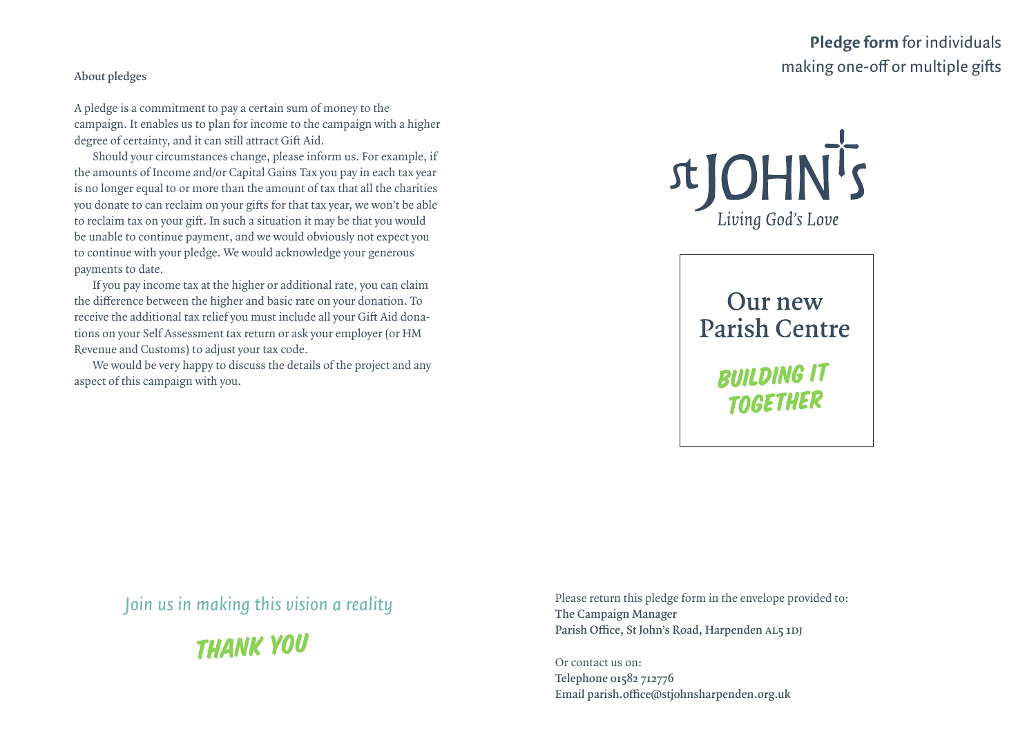## About pledges

A pledge is a commitment to pay a certain sum of money to the campaign. It enables us to plan for income to the campaign with a higher degree of certainty, and it can still attract Gift Aid.

Should your circumstances change, please inform us. For example, if the amounts of Income and/or Capital Gains Tax you pay in each tax year is no longer equal to or more than the amount of tax that all the charities you donate to can reclaim on your gifts for that tax year, we won't be able to reclaim tax on your gift. In such a situation it may be that you would be unable to continue payment, and we would obviously not expect you to continue with your pledge. We would acknowledge your generous payments to date.

If you pay income tax at the higher or additional rate, you can claim the difference between the higher and basic rate on your donation. To receive the additional tax relief you must include all your Gift Aid donations on your Self Assessment tax return or ask your employer (or HM Revenue and Customs) to adjust your tax code.

We would be very happy to discuss the details of the project and any aspect of this campaign with you.

*Join us in making this vision a reality*

**THANK YOU**

# **Pledge form** for individuals making one-off or multiple gifts

St JOHN's
*Living God's Love*

## Our new Parish Centre

**BUILDING IT TOGETHER**

Please return this pledge form in the envelope provided to:
**The Campaign Manager**
**Parish Office, St John's Road, Harpenden AL5 1DJ**

Or contact us on:
**Telephone 01582 712776**
**Email parish.office@stjohnsharpenden.org.uk**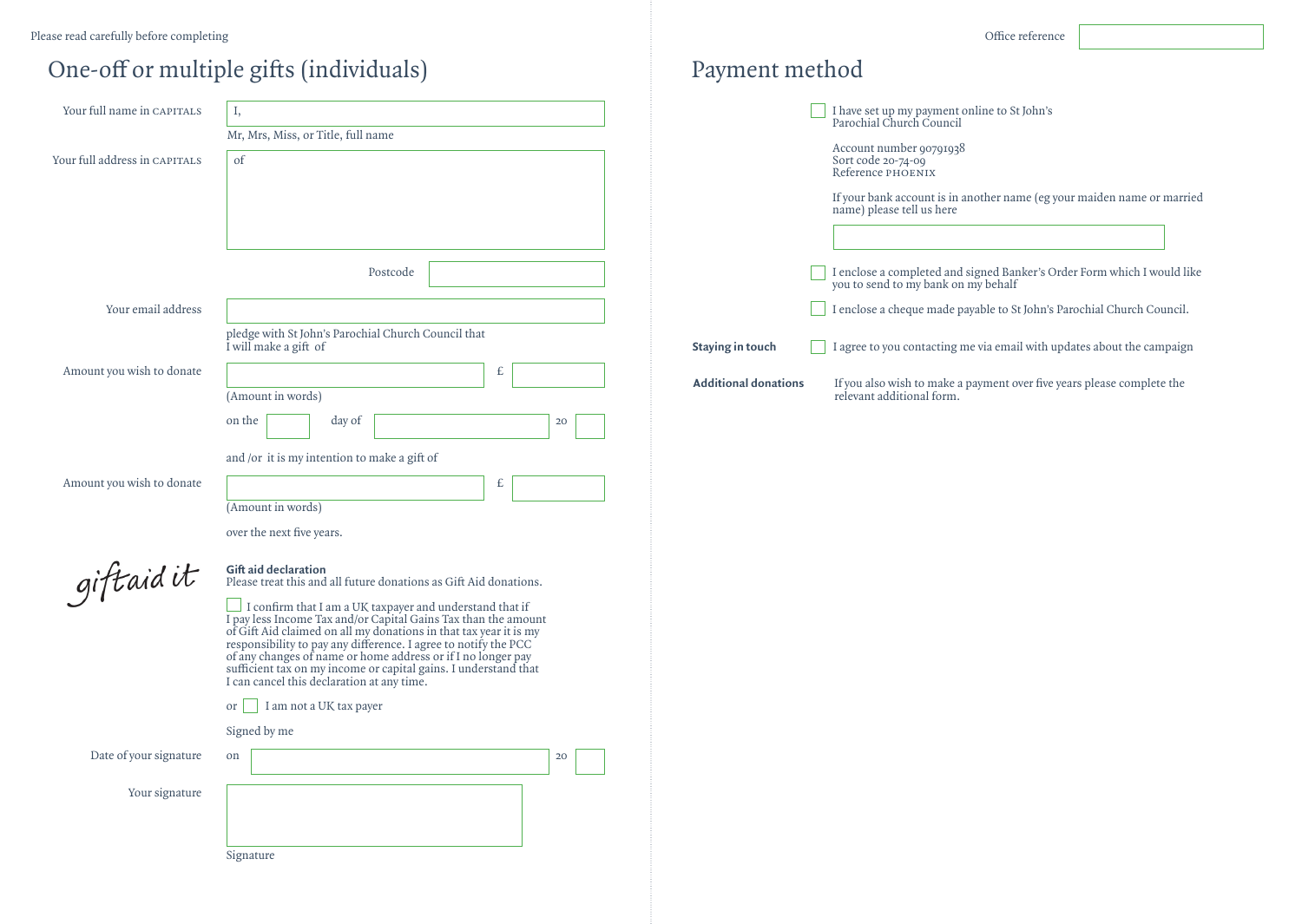Please read carefully before completing

# One-off or multiple gifts (individuals)

Your full name in CAPITALS: I, ____________________

Mr, Mrs, Miss, or Title, full name

Your full address in CAPITALS: of ____________________

Postcode ____________________

Your email address ____________________

pledge with St John's Parochial Church Council that I will make a gift of

Amount you wish to donate ____________________ £ __________

(Amount in words)

on the ______ day of ______________ 20 ____

and /or it is my intention to make a gift of

Amount you wish to donate ____________________ £ __________

(Amount in words)

over the next five years.

giftaid it

**Gift aid declaration**
Please treat this and all future donations as Gift Aid donations.

☐ I confirm that I am a UK taxpayer and understand that if I pay less Income Tax and/or Capital Gains Tax than the amount of Gift Aid claimed on all my donations in that tax year it is my responsibility to pay any difference. I agree to notify the PCC of any changes of name or home address or if I no longer pay sufficient tax on my income or capital gains. I understand that I can cancel this declaration at any time.

or ☐ I am not a UK tax payer

Signed by me

Date of your signature: on ____________________ 20 ____

Your signature: ____________________

Signature

Office reference ____________________

# Payment method

☐ I have set up my payment online to St John's Parochial Church Council

Account number 90791938
Sort code 20-74-09
Reference PHOENIX

If your bank account is in another name (eg your maiden name or married name) please tell us here

____________________

☐ I enclose a completed and signed Banker's Order Form which I would like you to send to my bank on my behalf

☐ I enclose a cheque made payable to St John's Parochial Church Council.

**Staying in touch** ☐ I agree to you contacting me via email with updates about the campaign

**Additional donations** If you also wish to make a payment over five years please complete the relevant additional form.